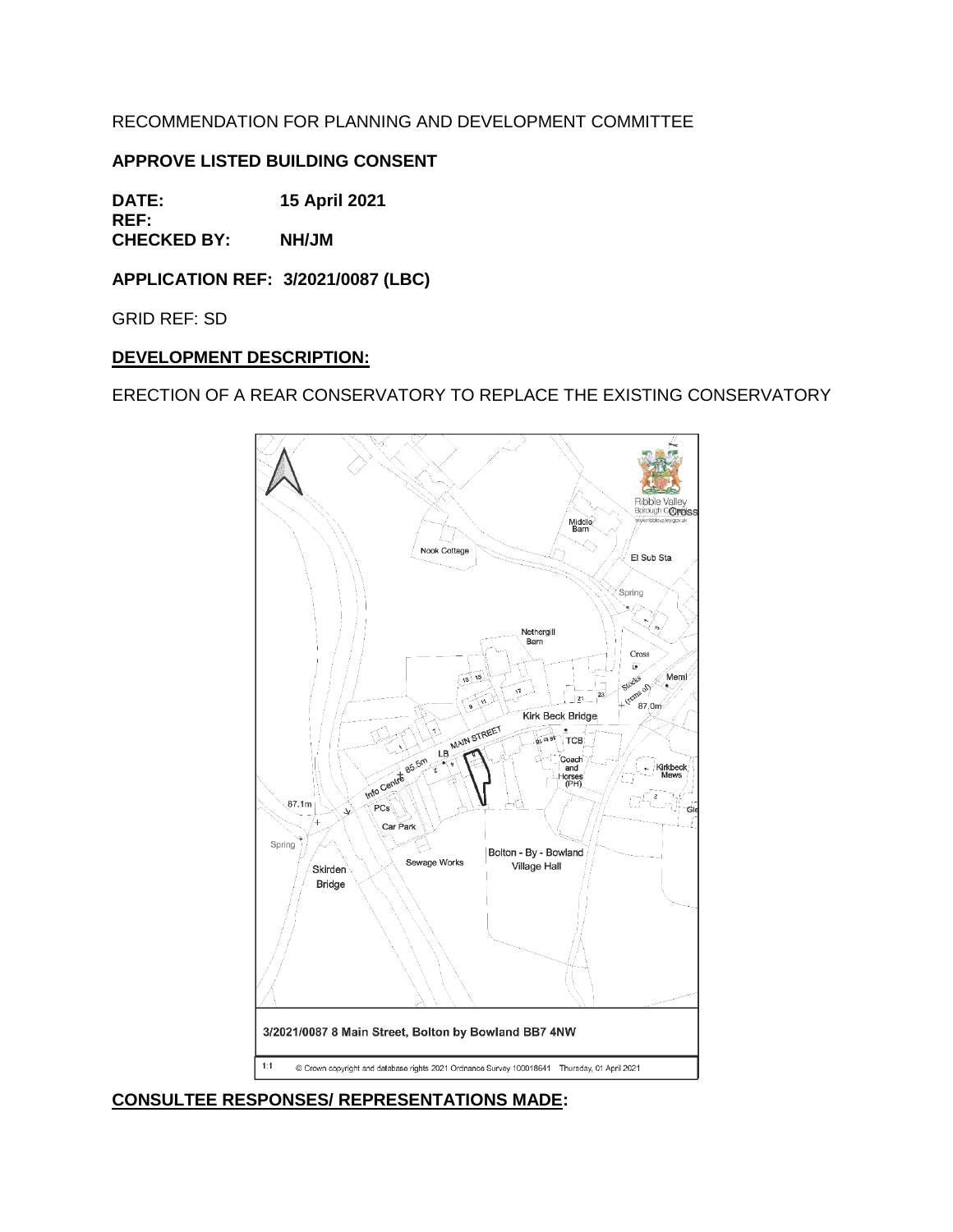RECOMMENDATION FOR PLANNING AND DEVELOPMENT COMMITTEE

**APPROVE LISTED BUILDING CONSENT**

**DATE:** **15 April 2021**
**REF:**
**CHECKED BY:** **NH/JM**

**APPLICATION REF: 3/2021/0087 (LBC)**

GRID REF: SD

## DEVELOPMENT DESCRIPTION:

ERECTION OF A REAR CONSERVATORY TO REPLACE THE EXISTING CONSERVATORY

3/2021/0087 8 Main Street, Bolton by Bowland BB7 4NW

1:1 © Crown copyright and database rights 2021 Ordnance Survey 100018641 Thursday, 01 April 2021

## CONSULTEE RESPONSES/ REPRESENTATIONS MADE: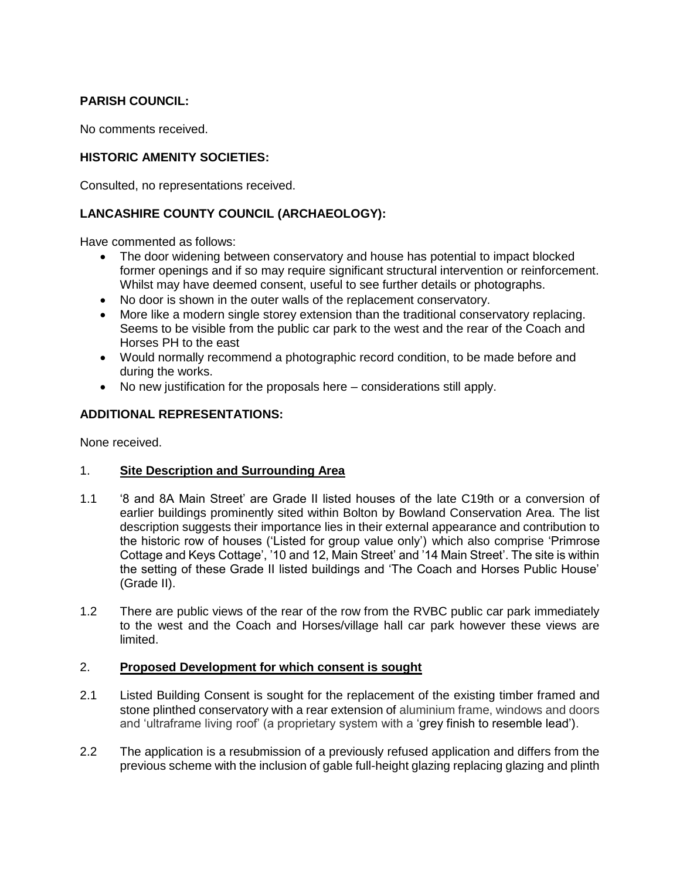**PARISH COUNCIL:**

No comments received.

**HISTORIC AMENITY SOCIETIES:**

Consulted, no representations received.

**LANCASHIRE COUNTY COUNCIL (ARCHAEOLOGY):**

Have commented as follows:

- The door widening between conservatory and house has potential to impact blocked former openings and if so may require significant structural intervention or reinforcement. Whilst may have deemed consent, useful to see further details or photographs.
- No door is shown in the outer walls of the replacement conservatory.
- More like a modern single storey extension than the traditional conservatory replacing. Seems to be visible from the public car park to the west and the rear of the Coach and Horses PH to the east
- Would normally recommend a photographic record condition, to be made before and during the works.
- No new justification for the proposals here – considerations still apply.

**ADDITIONAL REPRESENTATIONS:**

None received.

## 1. Site Description and Surrounding Area

1.1 '8 and 8A Main Street' are Grade II listed houses of the late C19th or a conversion of earlier buildings prominently sited within Bolton by Bowland Conservation Area. The list description suggests their importance lies in their external appearance and contribution to the historic row of houses ('Listed for group value only') which also comprise 'Primrose Cottage and Keys Cottage', '10 and 12, Main Street' and '14 Main Street'. The site is within the setting of these Grade II listed buildings and 'The Coach and Horses Public House' (Grade II).

1.2 There are public views of the rear of the row from the RVBC public car park immediately to the west and the Coach and Horses/village hall car park however these views are limited.

## 2. Proposed Development for which consent is sought

2.1 Listed Building Consent is sought for the replacement of the existing timber framed and stone plinthed conservatory with a rear extension of aluminium frame, windows and doors and 'ultraframe living roof' (a proprietary system with a 'grey finish to resemble lead').

2.2 The application is a resubmission of a previously refused application and differs from the previous scheme with the inclusion of gable full-height glazing replacing glazing and plinth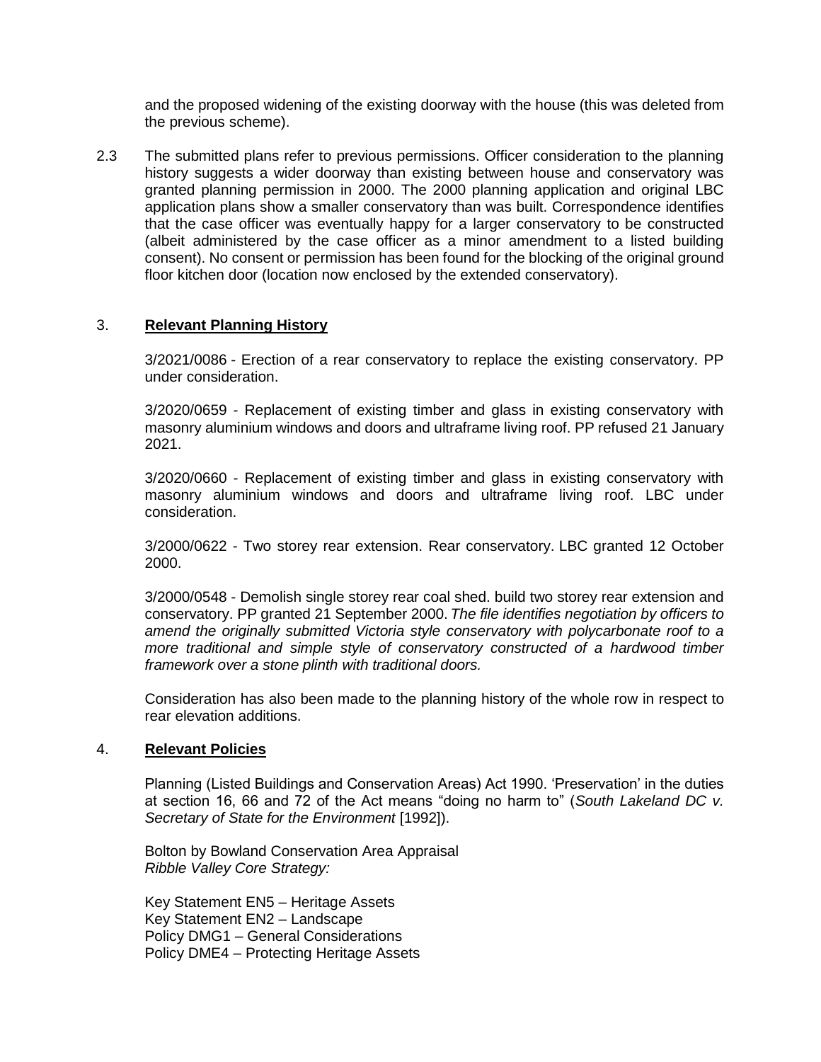and the proposed widening of the existing doorway with the house (this was deleted from the previous scheme).

2.3 The submitted plans refer to previous permissions. Officer consideration to the planning history suggests a wider doorway than existing between house and conservatory was granted planning permission in 2000. The 2000 planning application and original LBC application plans show a smaller conservatory than was built. Correspondence identifies that the case officer was eventually happy for a larger conservatory to be constructed (albeit administered by the case officer as a minor amendment to a listed building consent). No consent or permission has been found for the blocking of the original ground floor kitchen door (location now enclosed by the extended conservatory).

## 3. **Relevant Planning History**

3/2021/0086 - Erection of a rear conservatory to replace the existing conservatory. PP under consideration.

3/2020/0659 - Replacement of existing timber and glass in existing conservatory with masonry aluminium windows and doors and ultraframe living roof. PP refused 21 January 2021.

3/2020/0660 - Replacement of existing timber and glass in existing conservatory with masonry aluminium windows and doors and ultraframe living roof. LBC under consideration.

3/2000/0622 - Two storey rear extension. Rear conservatory. LBC granted 12 October 2000.

3/2000/0548 - Demolish single storey rear coal shed. build two storey rear extension and conservatory. PP granted 21 September 2000. *The file identifies negotiation by officers to amend the originally submitted Victoria style conservatory with polycarbonate roof to a more traditional and simple style of conservatory constructed of a hardwood timber framework over a stone plinth with traditional doors.*

Consideration has also been made to the planning history of the whole row in respect to rear elevation additions.

## 4. **Relevant Policies**

Planning (Listed Buildings and Conservation Areas) Act 1990. 'Preservation' in the duties at section 16, 66 and 72 of the Act means "doing no harm to" (*South Lakeland DC v. Secretary of State for the Environment* [1992]).

Bolton by Bowland Conservation Area Appraisal
*Ribble Valley Core Strategy:*

Key Statement EN5 – Heritage Assets
Key Statement EN2 – Landscape
Policy DMG1 – General Considerations
Policy DME4 – Protecting Heritage Assets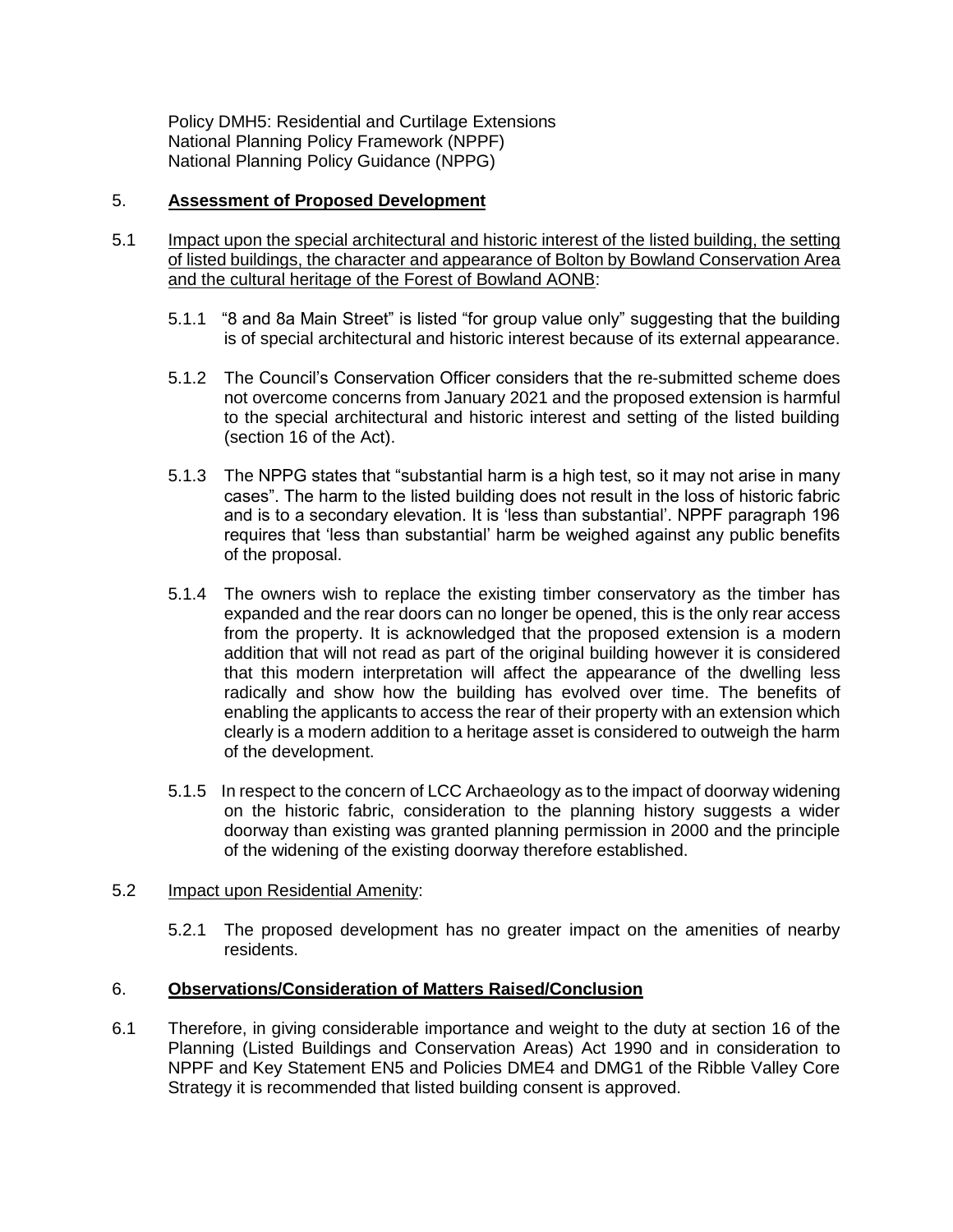Policy DMH5: Residential and Curtilage Extensions
National Planning Policy Framework (NPPF)
National Planning Policy Guidance (NPPG)

## 5. **Assessment of Proposed Development**

5.1 Impact upon the special architectural and historic interest of the listed building, the setting of listed buildings, the character and appearance of Bolton by Bowland Conservation Area and the cultural heritage of the Forest of Bowland AONB:

5.1.1 "8 and 8a Main Street" is listed "for group value only" suggesting that the building is of special architectural and historic interest because of its external appearance.

5.1.2 The Council's Conservation Officer considers that the re-submitted scheme does not overcome concerns from January 2021 and the proposed extension is harmful to the special architectural and historic interest and setting of the listed building (section 16 of the Act).

5.1.3 The NPPG states that "substantial harm is a high test, so it may not arise in many cases". The harm to the listed building does not result in the loss of historic fabric and is to a secondary elevation. It is 'less than substantial'. NPPF paragraph 196 requires that 'less than substantial' harm be weighed against any public benefits of the proposal.

5.1.4 The owners wish to replace the existing timber conservatory as the timber has expanded and the rear doors can no longer be opened, this is the only rear access from the property. It is acknowledged that the proposed extension is a modern addition that will not read as part of the original building however it is considered that this modern interpretation will affect the appearance of the dwelling less radically and show how the building has evolved over time. The benefits of enabling the applicants to access the rear of their property with an extension which clearly is a modern addition to a heritage asset is considered to outweigh the harm of the development.

5.1.5 In respect to the concern of LCC Archaeology as to the impact of doorway widening on the historic fabric, consideration to the planning history suggests a wider doorway than existing was granted planning permission in 2000 and the principle of the widening of the existing doorway therefore established.

5.2 Impact upon Residential Amenity:

5.2.1 The proposed development has no greater impact on the amenities of nearby residents.

## 6. **Observations/Consideration of Matters Raised/Conclusion**

6.1 Therefore, in giving considerable importance and weight to the duty at section 16 of the Planning (Listed Buildings and Conservation Areas) Act 1990 and in consideration to NPPF and Key Statement EN5 and Policies DME4 and DMG1 of the Ribble Valley Core Strategy it is recommended that listed building consent is approved.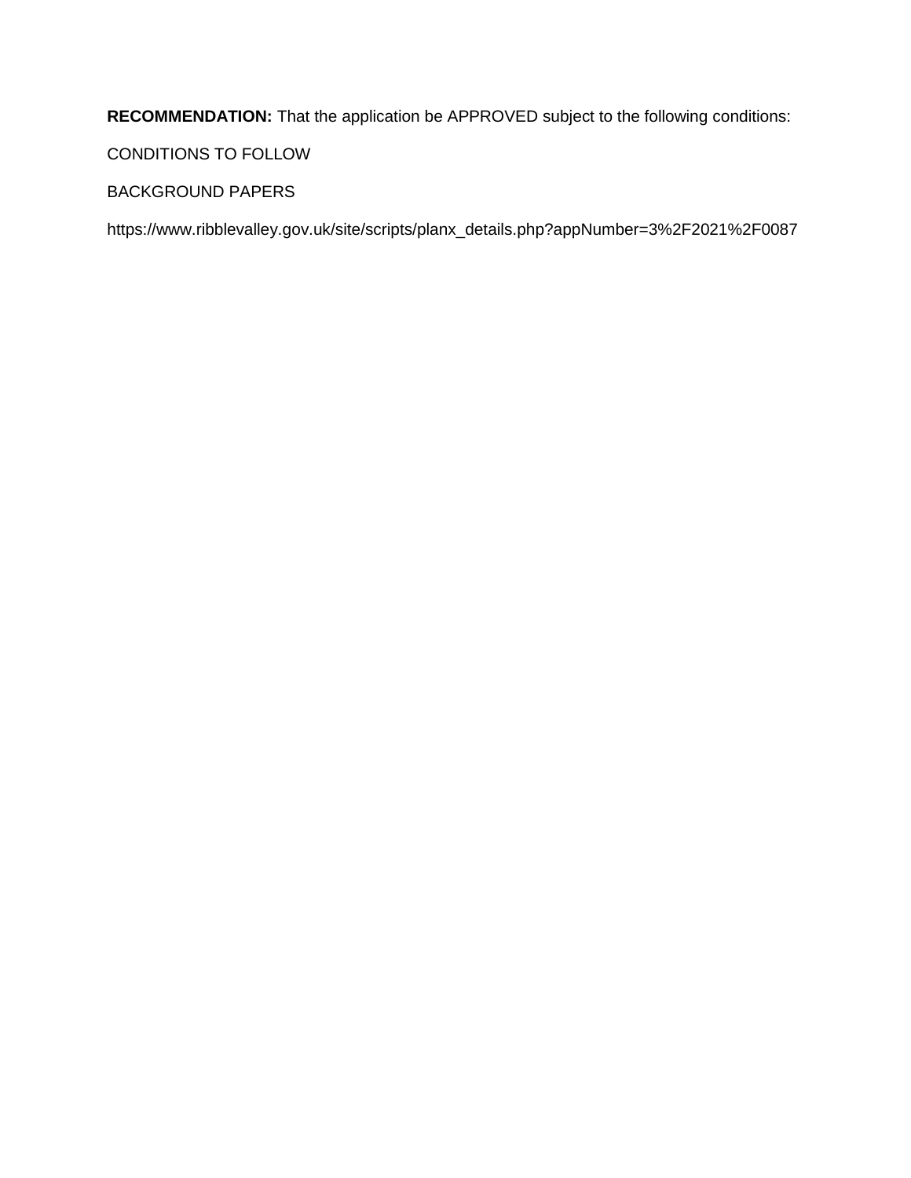**RECOMMENDATION:** That the application be APPROVED subject to the following conditions:

CONDITIONS TO FOLLOW

BACKGROUND PAPERS

https://www.ribblevalley.gov.uk/site/scripts/planx_details.php?appNumber=3%2F2021%2F0087